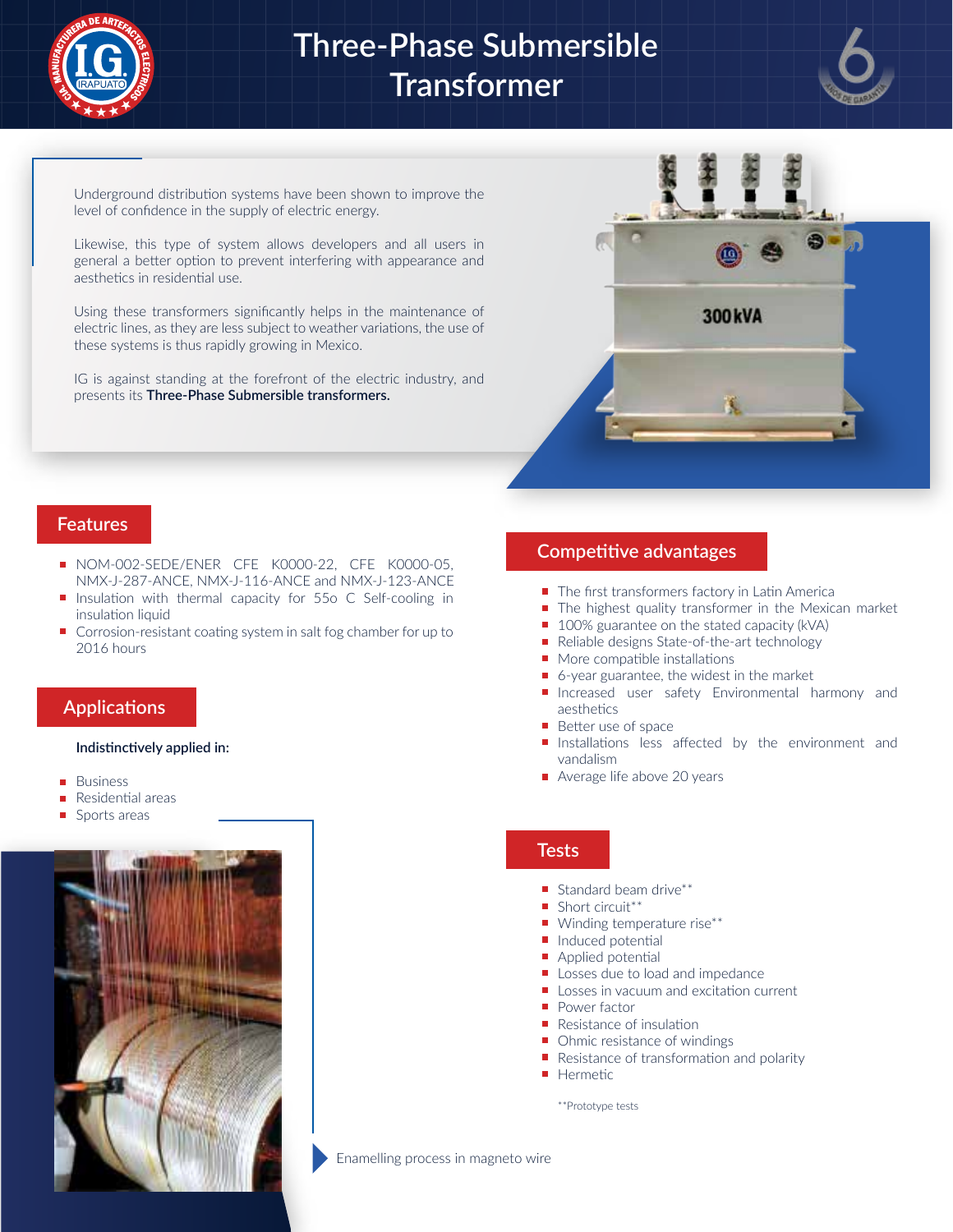# Three-Phase Submersible Transformer

Underground distribution systems have been shown to improve the level of confidence in the supply of electric energy.

Likewise, this type of system allows developers and all users in general a better option to prevent interfering with appearance and aesthetics in residential use.

Using these transformers significantly helps in the maintenance of electric lines, as they are less subject to weather variations, the use of these systems is thus rapidly growing in Mexico.

IG is against standing at the forefront of the electric industry, and presents its **Three-Phase Submersible transformers.**

## Features

- NOM-002-SEDE/ENER CFE K0000-22, CFE K0000-05, NMX-J-287-ANCE, NMX-J-116-ANCE and NMX-J-123-ANCE
- Insulation with thermal capacity for 55o C Self-cooling in insulation liquid
- Corrosion-resistant coating system in salt fog chamber for up to 2016 hours

## Applications

**Indistinctively applied in:**

- Business
- Residential areas
- Sports areas

Enamelling process in magneto wire

## Competitive advantages

- The first transformers factory in Latin America
- The highest quality transformer in the Mexican market
- 100% guarantee on the stated capacity (kVA)
- Reliable designs State-of-the-art technology
- More compatible installations
- 6-year guarantee, the widest in the market
- Increased user safety Environmental harmony and aesthetics
- Better use of space
- Installations less affected by the environment and vandalism
- Average life above 20 years

## Tests

- Standard beam drive**
- Short circuit**
- Winding temperature rise**
- Induced potential
- Applied potential
- Losses due to load and impedance
- Losses in vacuum and excitation current
- Power factor
- Resistance of insulation
- Ohmic resistance of windings
- Resistance of transformation and polarity
- Hermetic

**Prototype tests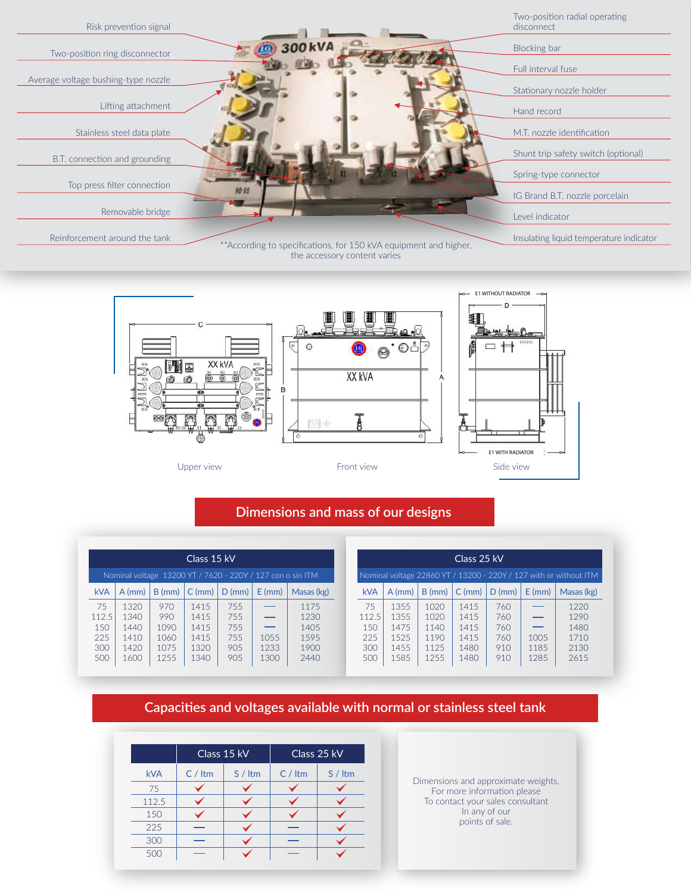Risk prevention signal

Two-position ring disconnector

Average voltage bushing-type nozzle

Lifting attachment

Stainless steel data plate

B.T. connection and grounding

Top press filter connection

Removable bridge

Reinforcement around the tank

Two-position radial operating disconnect

Blocking bar

Full interval fuse

Stationary nozzle holder

Hand record

M.T. nozzle identification

Shunt trip safety switch (optional)

Spring-type connector

IG Brand B.T. nozzle porcelain

Level indicator

Insulating liquid temperature indicator

**According to specifications, for 150 kVA equipment and higher, the accessory content varies

Upper view

Front view

Side view

## Dimensions and mass of our designs

| Class 15 kV | | | | | | |
|---|---|---|---|---|---|---|
| Nominal voltage 13200 YT / 7620 - 220Y / 127 con o sin ITM | | | | | | |
| kVA | A (mm) | B (mm) | C (mm) | D (mm) | E (mm) | Masas (kg) |
| 75 | 1320 | 970 | 1415 | 755 | — | 1175 |
| 112.5 | 1340 | 990 | 1415 | 755 | — | 1230 |
| 150 | 1440 | 1090 | 1415 | 755 | — | 1405 |
| 225 | 1410 | 1060 | 1415 | 755 | 1055 | 1595 |
| 300 | 1420 | 1075 | 1320 | 905 | 1233 | 1900 |
| 500 | 1600 | 1255 | 1340 | 905 | 1300 | 2440 |

| Class 25 kV | | | | | | |
|---|---|---|---|---|---|---|
| Nominal voltage 22860 YT / 13200 - 220Y / 127 with or without ITM | | | | | | |
| kVA | A (mm) | B (mm) | C (mm) | D (mm) | E (mm) | Masas (kg) |
| 75 | 1355 | 1020 | 1415 | 760 | — | 1220 |
| 112.5 | 1355 | 1020 | 1415 | 760 | — | 1290 |
| 150 | 1475 | 1140 | 1415 | 760 | — | 1480 |
| 225 | 1525 | 1190 | 1415 | 760 | 1005 | 1710 |
| 300 | 1455 | 1125 | 1480 | 910 | 1185 | 2130 |
| 500 | 1585 | 1255 | 1480 | 910 | 1285 | 2615 |

## Capacities and voltages available with normal or stainless steel tank

| | Class 15 kV | | Class 25 kV | |
|---|---|---|---|---|
| kVA | C / Itm | S / Itm | C / Itm | S / Itm |
| 75 | ✓ | ✓ | ✓ | ✓ |
| 112.5 | ✓ | ✓ | ✓ | ✓ |
| 150 | ✓ | ✓ | ✓ | ✓ |
| 225 | — | ✓ | — | ✓ |
| 300 | — | ✓ | — | ✓ |
| 500 | — | ✓ | — | ✓ |

Dimensions and approximate weights.
For more information please
To contact your sales consultant
In any of our
points of sale.